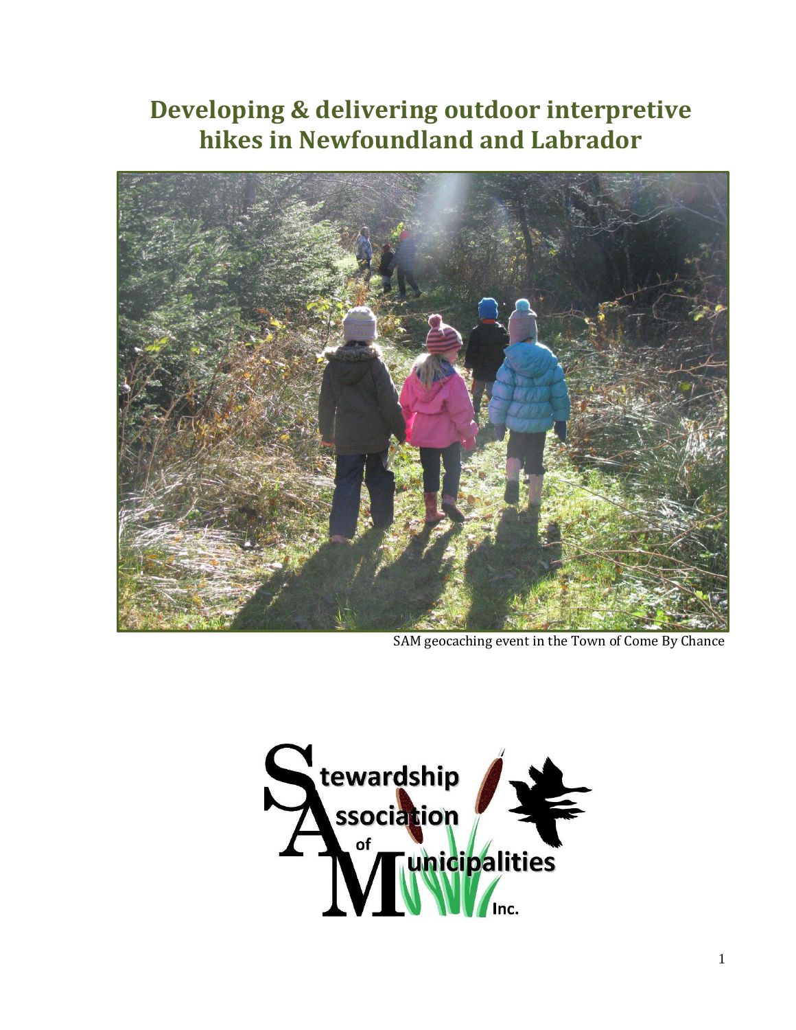# Developing & delivering outdoor interpretive hikes in Newfoundland and Labrador

SAM geocaching event in the Town of Come By Chance

Stewardship Association of Municipalities Inc.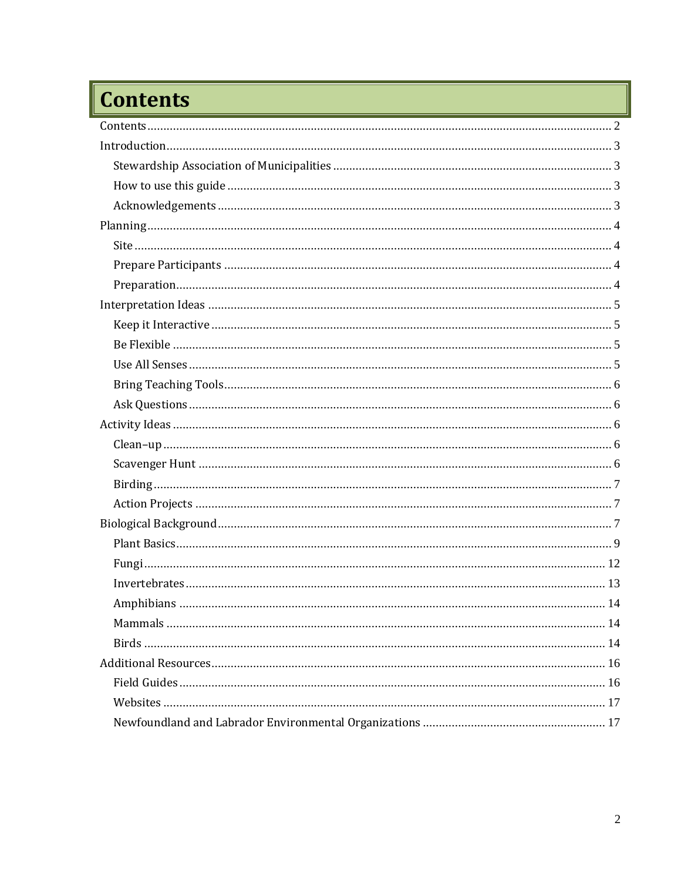# Contents

Contents ........................................................................................................................ 2

Introduction ........................................................................................................................ 3

- Stewardship Association of Municipalities ........................................................................ 3
- How to use this guide ........................................................................................................ 3
- Acknowledgements ........................................................................................................... 3

Planning ........................................................................................................................ 4

- Site ................................................................................................................................. 4
- Prepare Participants ........................................................................................................ 4
- Preparation ...................................................................................................................... 4

Interpretation Ideas ........................................................................................................................ 5

- Keep it Interactive ............................................................................................................ 5
- Be Flexible ........................................................................................................................ 5
- Use All Senses .................................................................................................................. 5
- Bring Teaching Tools ........................................................................................................ 6
- Ask Questions .................................................................................................................. 6

Activity Ideas ........................................................................................................................ 6

- Clean–up .......................................................................................................................... 6
- Scavenger Hunt ................................................................................................................ 6
- Birding ............................................................................................................................. 7
- Action Projects ................................................................................................................. 7

Biological Background ........................................................................................................................ 7

- Plant Basics ...................................................................................................................... 9
- Fungi ............................................................................................................................... 12
- Invertebrates .................................................................................................................... 13
- Amphibians ...................................................................................................................... 14
- Mammals ......................................................................................................................... 14
- Birds ................................................................................................................................ 14

Additional Resources ........................................................................................................................ 16

- Field Guides ..................................................................................................................... 16
- Websites .......................................................................................................................... 17
- Newfoundland and Labrador Environmental Organizations .............................................. 17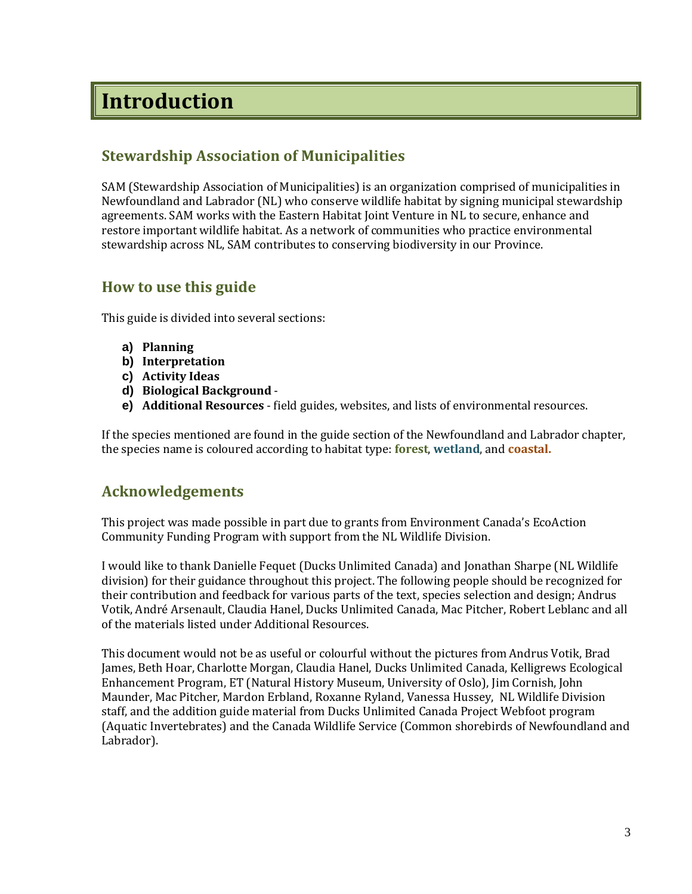# Introduction

## Stewardship Association of Municipalities

SAM (Stewardship Association of Municipalities) is an organization comprised of municipalities in Newfoundland and Labrador (NL) who conserve wildlife habitat by signing municipal stewardship agreements. SAM works with the Eastern Habitat Joint Venture in NL to secure, enhance and restore important wildlife habitat. As a network of communities who practice environmental stewardship across NL, SAM contributes to conserving biodiversity in our Province.

## How to use this guide

This guide is divided into several sections:

a) **Planning**
b) **Interpretation**
c) **Activity Ideas**
d) **Biological Background** -
e) **Additional Resources** - field guides, websites, and lists of environmental resources.

If the species mentioned are found in the guide section of the Newfoundland and Labrador chapter, the species name is coloured according to habitat type: **forest**, **wetland**, and **coastal.**

## Acknowledgements

This project was made possible in part due to grants from Environment Canada's EcoAction Community Funding Program with support from the NL Wildlife Division.

I would like to thank Danielle Fequet (Ducks Unlimited Canada) and Jonathan Sharpe (NL Wildlife division) for their guidance throughout this project. The following people should be recognized for their contribution and feedback for various parts of the text, species selection and design; Andrus Votik, André Arsenault, Claudia Hanel, Ducks Unlimited Canada, Mac Pitcher, Robert Leblanc and all of the materials listed under Additional Resources.

This document would not be as useful or colourful without the pictures from Andrus Votik, Brad James, Beth Hoar, Charlotte Morgan, Claudia Hanel, Ducks Unlimited Canada, Kelligrews Ecological Enhancement Program, ET (Natural History Museum, University of Oslo), Jim Cornish, John Maunder, Mac Pitcher, Mardon Erbland, Roxanne Ryland, Vanessa Hussey, NL Wildlife Division staff, and the addition guide material from Ducks Unlimited Canada Project Webfoot program (Aquatic Invertebrates) and the Canada Wildlife Service (Common shorebirds of Newfoundland and Labrador).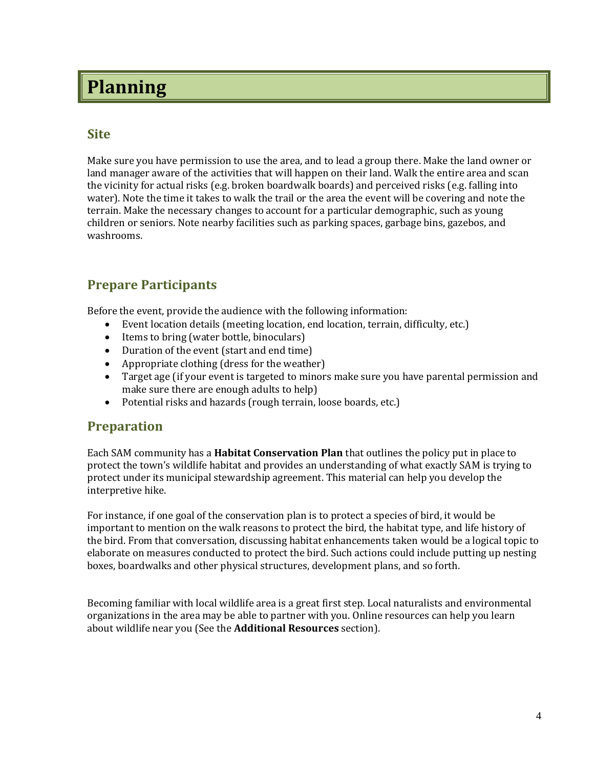# Planning

## Site

Make sure you have permission to use the area, and to lead a group there. Make the land owner or land manager aware of the activities that will happen on their land. Walk the entire area and scan the vicinity for actual risks (e.g. broken boardwalk boards) and perceived risks (e.g. falling into water). Note the time it takes to walk the trail or the area the event will be covering and note the terrain. Make the necessary changes to account for a particular demographic, such as young children or seniors. Note nearby facilities such as parking spaces, garbage bins, gazebos, and washrooms.

## Prepare Participants

Before the event, provide the audience with the following information:

- Event location details (meeting location, end location, terrain, difficulty, etc.)
- Items to bring (water bottle, binoculars)
- Duration of the event (start and end time)
- Appropriate clothing (dress for the weather)
- Target age (if your event is targeted to minors make sure you have parental permission and make sure there are enough adults to help)
- Potential risks and hazards (rough terrain, loose boards, etc.)

## Preparation

Each SAM community has a **Habitat Conservation Plan** that outlines the policy put in place to protect the town's wildlife habitat and provides an understanding of what exactly SAM is trying to protect under its municipal stewardship agreement. This material can help you develop the interpretive hike.

For instance, if one goal of the conservation plan is to protect a species of bird, it would be important to mention on the walk reasons to protect the bird, the habitat type, and life history of the bird. From that conversation, discussing habitat enhancements taken would be a logical topic to elaborate on measures conducted to protect the bird. Such actions could include putting up nesting boxes, boardwalks and other physical structures, development plans, and so forth.

Becoming familiar with local wildlife area is a great first step. Local naturalists and environmental organizations in the area may be able to partner with you. Online resources can help you learn about wildlife near you (See the **Additional Resources** section).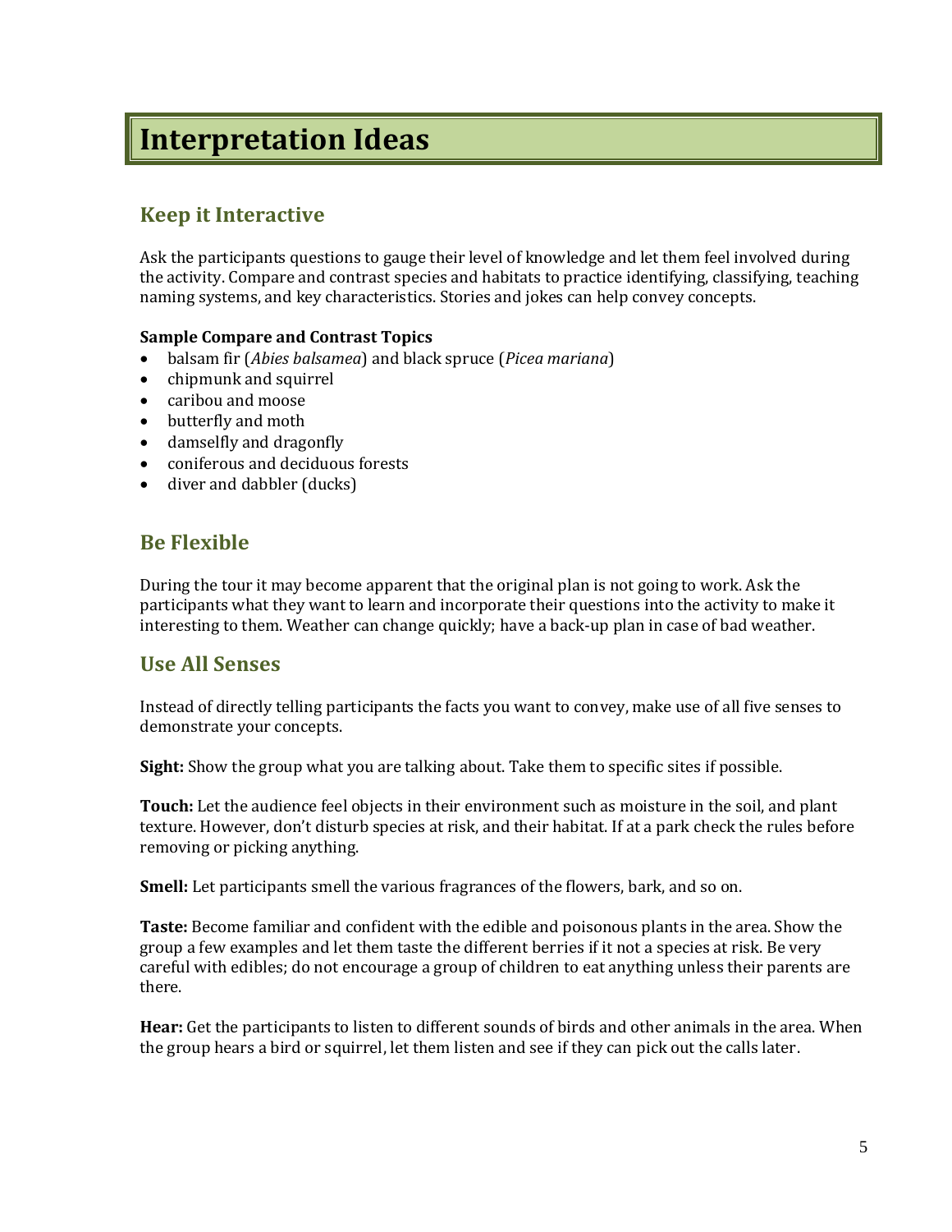# Interpretation Ideas

## Keep it Interactive

Ask the participants questions to gauge their level of knowledge and let them feel involved during the activity. Compare and contrast species and habitats to practice identifying, classifying, teaching naming systems, and key characteristics. Stories and jokes can help convey concepts.

**Sample Compare and Contrast Topics**

- balsam fir (*Abies balsamea*) and black spruce (*Picea mariana*)
- chipmunk and squirrel
- caribou and moose
- butterfly and moth
- damselfly and dragonfly
- coniferous and deciduous forests
- diver and dabbler (ducks)

## Be Flexible

During the tour it may become apparent that the original plan is not going to work. Ask the participants what they want to learn and incorporate their questions into the activity to make it interesting to them. Weather can change quickly; have a back-up plan in case of bad weather.

## Use All Senses

Instead of directly telling participants the facts you want to convey, make use of all five senses to demonstrate your concepts.

**Sight:** Show the group what you are talking about. Take them to specific sites if possible.

**Touch:** Let the audience feel objects in their environment such as moisture in the soil, and plant texture. However, don't disturb species at risk, and their habitat. If at a park check the rules before removing or picking anything.

**Smell:** Let participants smell the various fragrances of the flowers, bark, and so on.

**Taste:** Become familiar and confident with the edible and poisonous plants in the area. Show the group a few examples and let them taste the different berries if it not a species at risk. Be very careful with edibles; do not encourage a group of children to eat anything unless their parents are there.

**Hear:** Get the participants to listen to different sounds of birds and other animals in the area. When the group hears a bird or squirrel, let them listen and see if they can pick out the calls later.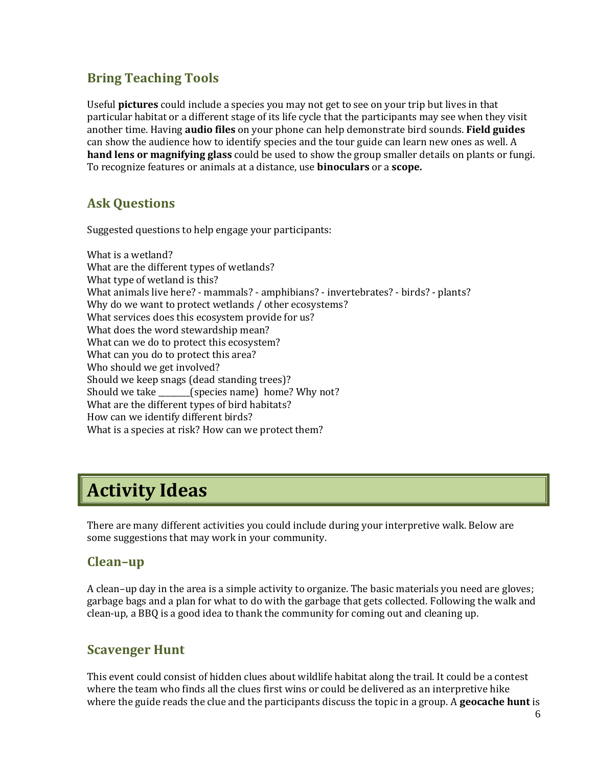## Bring Teaching Tools

Useful **pictures** could include a species you may not get to see on your trip but lives in that particular habitat or a different stage of its life cycle that the participants may see when they visit another time. Having **audio files** on your phone can help demonstrate bird sounds. **Field guides** can show the audience how to identify species and the tour guide can learn new ones as well. A **hand lens or magnifying glass** could be used to show the group smaller details on plants or fungi. To recognize features or animals at a distance, use **binoculars** or a **scope.**

## Ask Questions

Suggested questions to help engage your participants:

What is a wetland?
What are the different types of wetlands?
What type of wetland is this?
What animals live here? - mammals? - amphibians? - invertebrates? - birds? - plants?
Why do we want to protect wetlands / other ecosystems?
What services does this ecosystem provide for us?
What does the word stewardship mean?
What can we do to protect this ecosystem?
What can you do to protect this area?
Who should we get involved?
Should we keep snags (dead standing trees)?
Should we take ________(species name) home? Why not?
What are the different types of bird habitats?
How can we identify different birds?
What is a species at risk? How can we protect them?

# Activity Ideas

There are many different activities you could include during your interpretive walk. Below are some suggestions that may work in your community.

## Clean–up

A clean–up day in the area is a simple activity to organize. The basic materials you need are gloves; garbage bags and a plan for what to do with the garbage that gets collected. Following the walk and clean-up, a BBQ is a good idea to thank the community for coming out and cleaning up.

## Scavenger Hunt

This event could consist of hidden clues about wildlife habitat along the trail. It could be a contest where the team who finds all the clues first wins or could be delivered as an interpretive hike where the guide reads the clue and the participants discuss the topic in a group. A **geocache hunt** is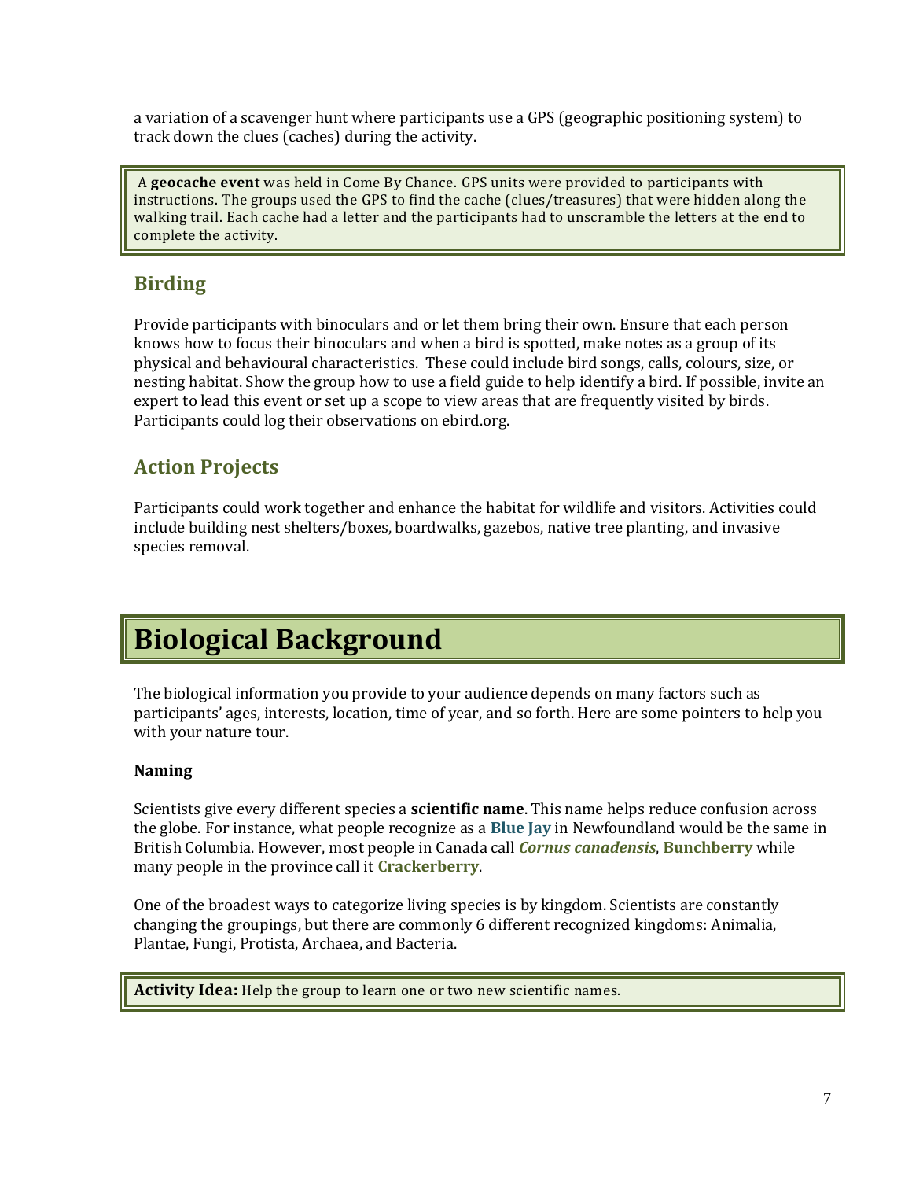a variation of a scavenger hunt where participants use a GPS (geographic positioning system) to track down the clues (caches) during the activity.

> A **geocache event** was held in Come By Chance. GPS units were provided to participants with instructions. The groups used the GPS to find the cache (clues/treasures) that were hidden along the walking trail. Each cache had a letter and the participants had to unscramble the letters at the end to complete the activity.

## Birding

Provide participants with binoculars and or let them bring their own. Ensure that each person knows how to focus their binoculars and when a bird is spotted, make notes as a group of its physical and behavioural characteristics. These could include bird songs, calls, colours, size, or nesting habitat. Show the group how to use a field guide to help identify a bird. If possible, invite an expert to lead this event or set up a scope to view areas that are frequently visited by birds. Participants could log their observations on ebird.org.

## Action Projects

Participants could work together and enhance the habitat for wildlife and visitors. Activities could include building nest shelters/boxes, boardwalks, gazebos, native tree planting, and invasive species removal.

# Biological Background

The biological information you provide to your audience depends on many factors such as participants' ages, interests, location, time of year, and so forth. Here are some pointers to help you with your nature tour.

**Naming**

Scientists give every different species a **scientific name**. This name helps reduce confusion across the globe. For instance, what people recognize as a **Blue Jay** in Newfoundland would be the same in British Columbia. However, most people in Canada call ***Cornus canadensis***, **Bunchberry** while many people in the province call it **Crackerberry**.

One of the broadest ways to categorize living species is by kingdom. Scientists are constantly changing the groupings, but there are commonly 6 different recognized kingdoms: Animalia, Plantae, Fungi, Protista, Archaea, and Bacteria.

> **Activity Idea:** Help the group to learn one or two new scientific names.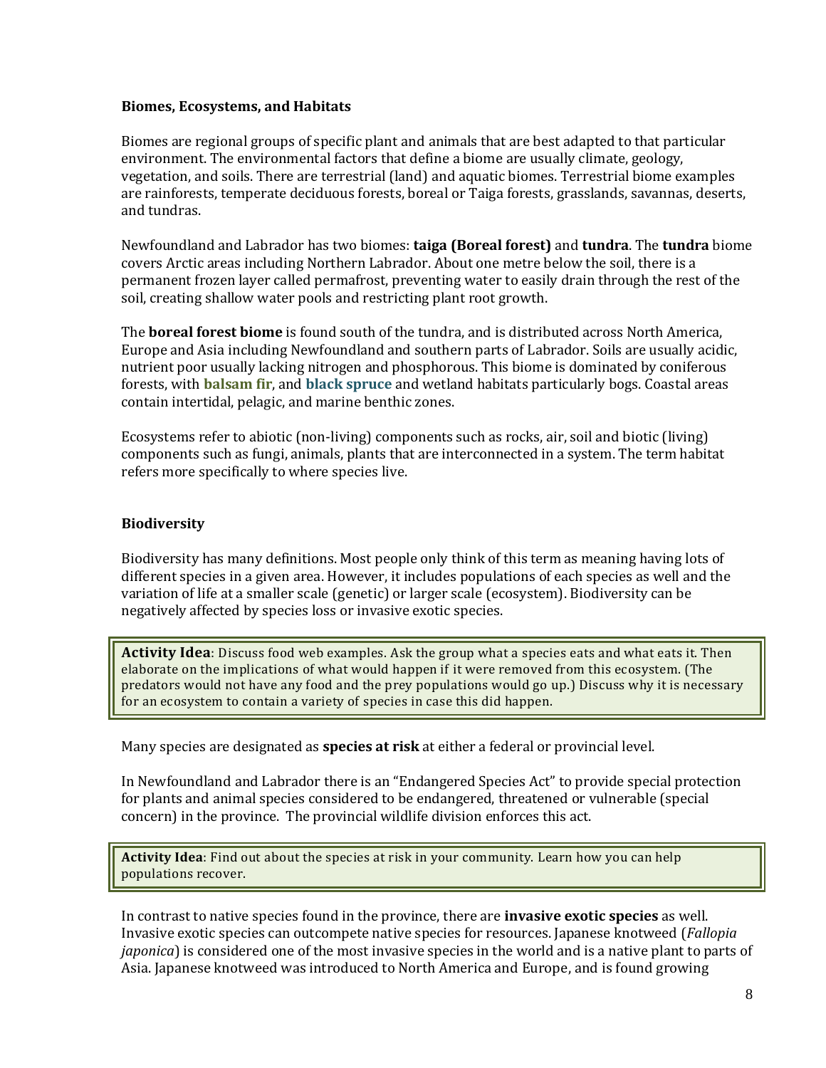### Biomes, Ecosystems, and Habitats

Biomes are regional groups of specific plant and animals that are best adapted to that particular environment. The environmental factors that define a biome are usually climate, geology, vegetation, and soils. There are terrestrial (land) and aquatic biomes. Terrestrial biome examples are rainforests, temperate deciduous forests, boreal or Taiga forests, grasslands, savannas, deserts, and tundras.

Newfoundland and Labrador has two biomes: **taiga (Boreal forest)** and **tundra**. The **tundra** biome covers Arctic areas including Northern Labrador. About one metre below the soil, there is a permanent frozen layer called permafrost, preventing water to easily drain through the rest of the soil, creating shallow water pools and restricting plant root growth.

The **boreal forest biome** is found south of the tundra, and is distributed across North America, Europe and Asia including Newfoundland and southern parts of Labrador. Soils are usually acidic, nutrient poor usually lacking nitrogen and phosphorous. This biome is dominated by coniferous forests, with **balsam fir**, and **black spruce** and wetland habitats particularly bogs. Coastal areas contain intertidal, pelagic, and marine benthic zones.

Ecosystems refer to abiotic (non-living) components such as rocks, air, soil and biotic (living) components such as fungi, animals, plants that are interconnected in a system. The term habitat refers more specifically to where species live.

### Biodiversity

Biodiversity has many definitions. Most people only think of this term as meaning having lots of different species in a given area. However, it includes populations of each species as well and the variation of life at a smaller scale (genetic) or larger scale (ecosystem). Biodiversity can be negatively affected by species loss or invasive exotic species.

> **Activity Idea**: Discuss food web examples. Ask the group what a species eats and what eats it. Then elaborate on the implications of what would happen if it were removed from this ecosystem. (The predators would not have any food and the prey populations would go up.) Discuss why it is necessary for an ecosystem to contain a variety of species in case this did happen.

Many species are designated as **species at risk** at either a federal or provincial level.

In Newfoundland and Labrador there is an "Endangered Species Act" to provide special protection for plants and animal species considered to be endangered, threatened or vulnerable (special concern) in the province. The provincial wildlife division enforces this act.

> **Activity Idea**: Find out about the species at risk in your community. Learn how you can help populations recover.

In contrast to native species found in the province, there are **invasive exotic species** as well. Invasive exotic species can outcompete native species for resources. Japanese knotweed (*Fallopia japonica*) is considered one of the most invasive species in the world and is a native plant to parts of Asia. Japanese knotweed was introduced to North America and Europe, and is found growing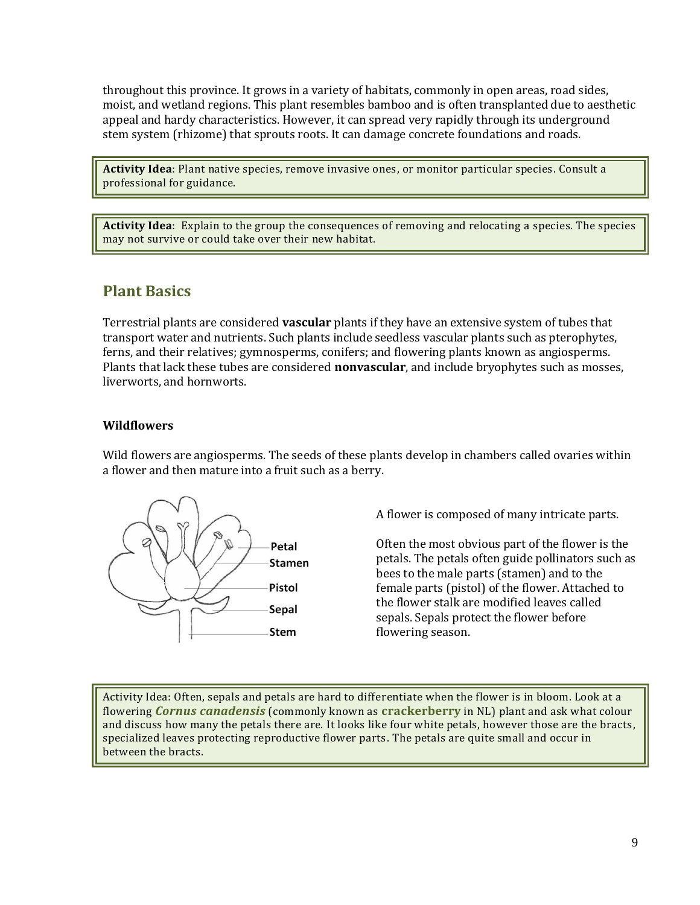throughout this province. It grows in a variety of habitats, commonly in open areas, road sides, moist, and wetland regions. This plant resembles bamboo and is often transplanted due to aesthetic appeal and hardy characteristics. However, it can spread very rapidly through its underground stem system (rhizome) that sprouts roots. It can damage concrete foundations and roads.

> **Activity Idea**: Plant native species, remove invasive ones, or monitor particular species. Consult a professional for guidance.

> **Activity Idea**: Explain to the group the consequences of removing and relocating a species. The species may not survive or could take over their new habitat.

## Plant Basics

Terrestrial plants are considered **vascular** plants if they have an extensive system of tubes that transport water and nutrients. Such plants include seedless vascular plants such as pterophytes, ferns, and their relatives; gymnosperms, conifers; and flowering plants known as angiosperms. Plants that lack these tubes are considered **nonvascular**, and include bryophytes such as mosses, liverworts, and hornworts.

### Wildflowers

Wild flowers are angiosperms. The seeds of these plants develop in chambers called ovaries within a flower and then mature into a fruit such as a berry.

Petal
Stamen
Pistol
Sepal
Stem

A flower is composed of many intricate parts.

Often the most obvious part of the flower is the petals. The petals often guide pollinators such as bees to the male parts (stamen) and to the female parts (pistol) of the flower. Attached to the flower stalk are modified leaves called sepals. Sepals protect the flower before flowering season.

> Activity Idea: Often, sepals and petals are hard to differentiate when the flower is in bloom. Look at a flowering ***Cornus canadensis*** (commonly known as **crackerberry** in NL) plant and ask what colour and discuss how many the petals there are. It looks like four white petals, however those are the bracts, specialized leaves protecting reproductive flower parts. The petals are quite small and occur in between the bracts.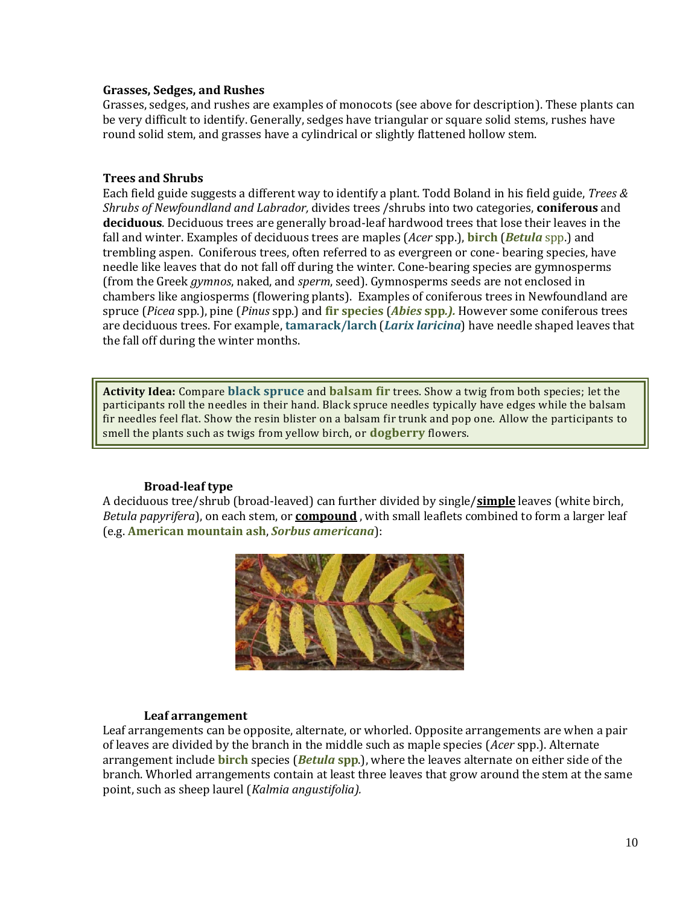**Grasses, Sedges, and Rushes**

Grasses, sedges, and rushes are examples of monocots (see above for description). These plants can be very difficult to identify. Generally, sedges have triangular or square solid stems, rushes have round solid stem, and grasses have a cylindrical or slightly flattened hollow stem.

**Trees and Shrubs**

Each field guide suggests a different way to identify a plant. Todd Boland in his field guide, *Trees & Shrubs of Newfoundland and Labrador,* divides trees /shrubs into two categories, **coniferous** and **deciduous**. Deciduous trees are generally broad-leaf hardwood trees that lose their leaves in the fall and winter. Examples of deciduous trees are maples (*Acer* spp.), **birch** (***Betula*** spp.) and trembling aspen. Coniferous trees, often referred to as evergreen or cone- bearing species, have needle like leaves that do not fall off during the winter. Cone-bearing species are gymnosperms (from the Greek *gymnos*, naked, and *sperm*, seed). Gymnosperms seeds are not enclosed in chambers like angiosperms (flowering plants). Examples of coniferous trees in Newfoundland are spruce (*Picea* spp.), pine (*Pinus* spp.) and **fir species** (***Abies* spp.*).*** However some coniferous trees are deciduous trees. For example, **tamarack/larch** (***Larix laricina***) have needle shaped leaves that the fall off during the winter months.

> **Activity Idea:** Compare **black spruce** and **balsam fir** trees. Show a twig from both species; let the participants roll the needles in their hand. Black spruce needles typically have edges while the balsam fir needles feel flat. Show the resin blister on a balsam fir trunk and pop one. Allow the participants to smell the plants such as twigs from yellow birch, or **dogberry** flowers.

**Broad-leaf type**

A deciduous tree/shrub (broad-leaved) can further divided by single/**<u>simple</u>** leaves (white birch, *Betula papyrifera*), on each stem, or **<u>compound</u>** , with small leaflets combined to form a larger leaf (e.g. **American mountain ash**, ***Sorbus americana***):

**Leaf arrangement**

Leaf arrangements can be opposite, alternate, or whorled. Opposite arrangements are when a pair of leaves are divided by the branch in the middle such as maple species (*Acer* spp.). Alternate arrangement include **birch** species (***Betula* spp**.), where the leaves alternate on either side of the branch. Whorled arrangements contain at least three leaves that grow around the stem at the same point, such as sheep laurel (*Kalmia angustifolia).*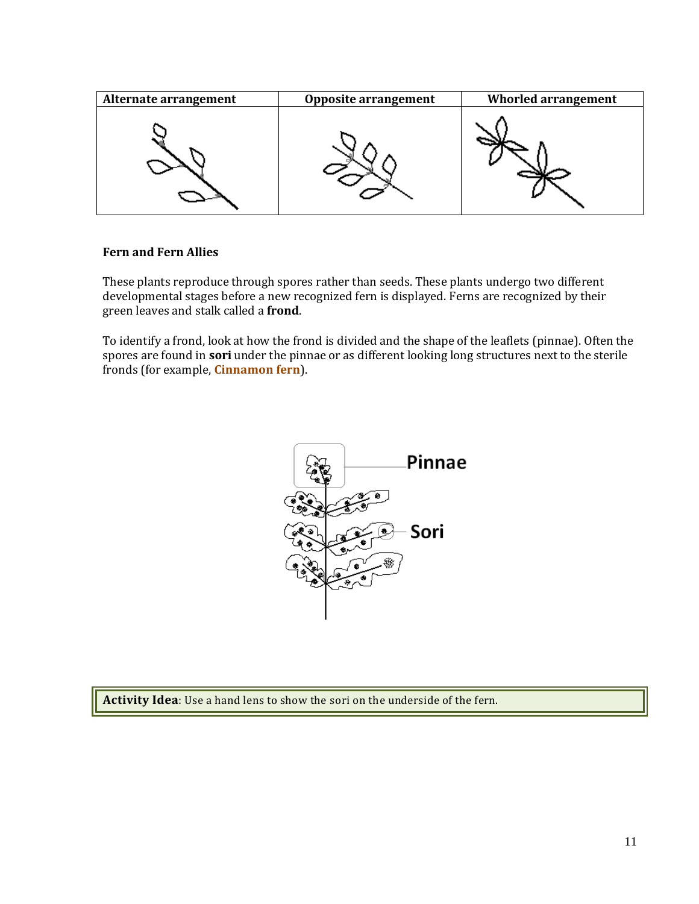| Alternate arrangement | Opposite arrangement | Whorled arrangement |
| --- | --- | --- |
| | | |

**Fern and Fern Allies**

These plants reproduce through spores rather than seeds. These plants undergo two different developmental stages before a new recognized fern is displayed. Ferns are recognized by their green leaves and stalk called a **frond**.

To identify a frond, look at how the frond is divided and the shape of the leaflets (pinnae). Often the spores are found in **sori** under the pinnae or as different looking long structures next to the sterile fronds (for example, **Cinnamon fern**).

Pinnae

Sori

**Activity Idea**: Use a hand lens to show the sori on the underside of the fern.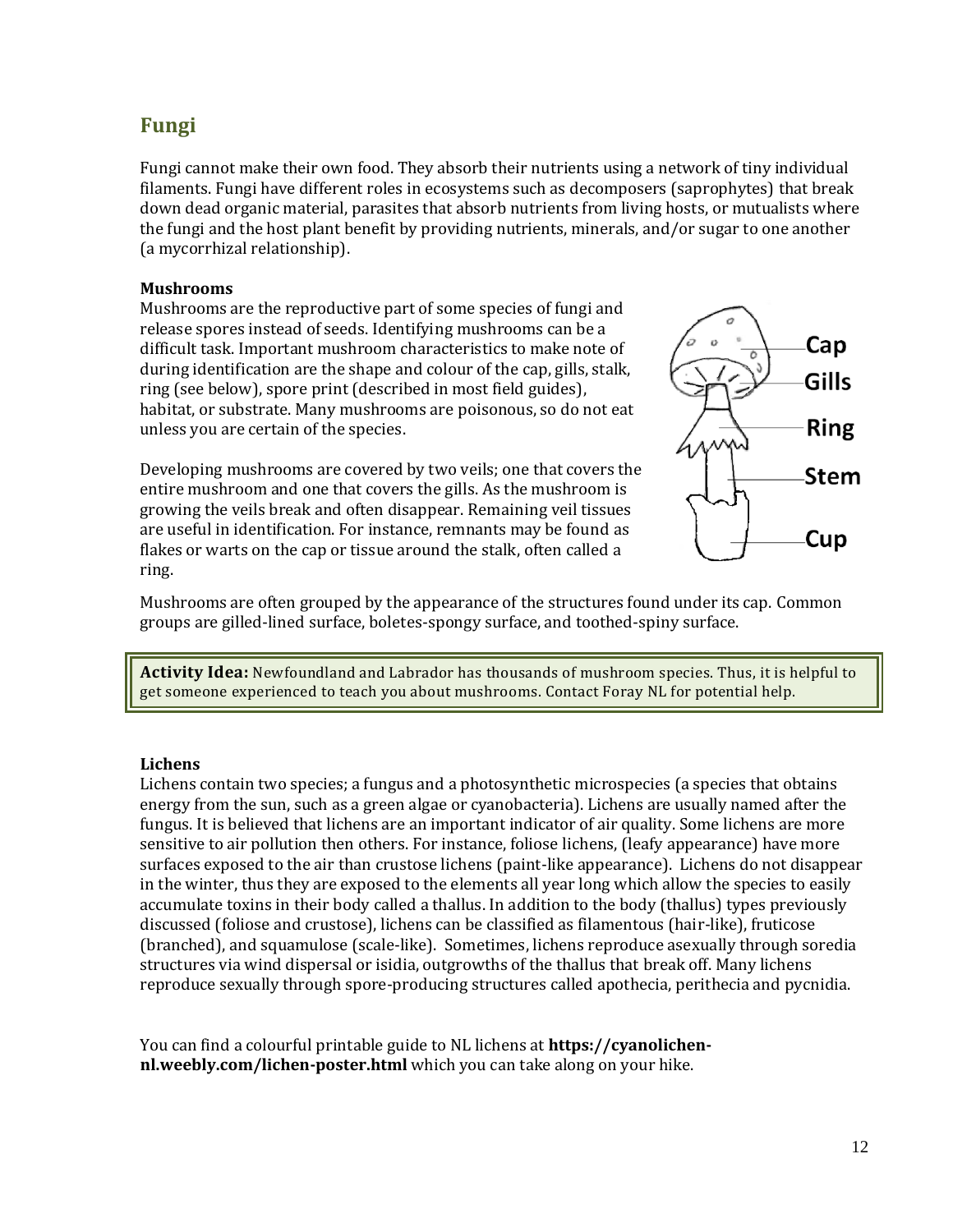## Fungi

Fungi cannot make their own food. They absorb their nutrients using a network of tiny individual filaments. Fungi have different roles in ecosystems such as decomposers (saprophytes) that break down dead organic material, parasites that absorb nutrients from living hosts, or mutualists where the fungi and the host plant benefit by providing nutrients, minerals, and/or sugar to one another (a mycorrhizal relationship).

### Mushrooms

Mushrooms are the reproductive part of some species of fungi and release spores instead of seeds. Identifying mushrooms can be a difficult task. Important mushroom characteristics to make note of during identification are the shape and colour of the cap, gills, stalk, ring (see below), spore print (described in most field guides), habitat, or substrate. Many mushrooms are poisonous, so do not eat unless you are certain of the species.

Developing mushrooms are covered by two veils; one that covers the entire mushroom and one that covers the gills. As the mushroom is growing the veils break and often disappear. Remaining veil tissues are useful in identification. For instance, remnants may be found as flakes or warts on the cap or tissue around the stalk, often called a ring.

Cap
Gills
Ring
Stem
Cup

Mushrooms are often grouped by the appearance of the structures found under its cap. Common groups are gilled-lined surface, boletes-spongy surface, and toothed-spiny surface.

**Activity Idea:** Newfoundland and Labrador has thousands of mushroom species. Thus, it is helpful to get someone experienced to teach you about mushrooms. Contact Foray NL for potential help.

### Lichens

Lichens contain two species; a fungus and a photosynthetic microspecies (a species that obtains energy from the sun, such as a green algae or cyanobacteria). Lichens are usually named after the fungus. It is believed that lichens are an important indicator of air quality. Some lichens are more sensitive to air pollution then others. For instance, foliose lichens, (leafy appearance) have more surfaces exposed to the air than crustose lichens (paint-like appearance). Lichens do not disappear in the winter, thus they are exposed to the elements all year long which allow the species to easily accumulate toxins in their body called a thallus. In addition to the body (thallus) types previously discussed (foliose and crustose), lichens can be classified as filamentous (hair-like), fruticose (branched), and squamulose (scale-like). Sometimes, lichens reproduce asexually through soredia structures via wind dispersal or isidia, outgrowths of the thallus that break off. Many lichens reproduce sexually through spore-producing structures called apothecia, perithecia and pycnidia.

You can find a colourful printable guide to NL lichens at **https://cyanolichen-nl.weebly.com/lichen-poster.html** which you can take along on your hike.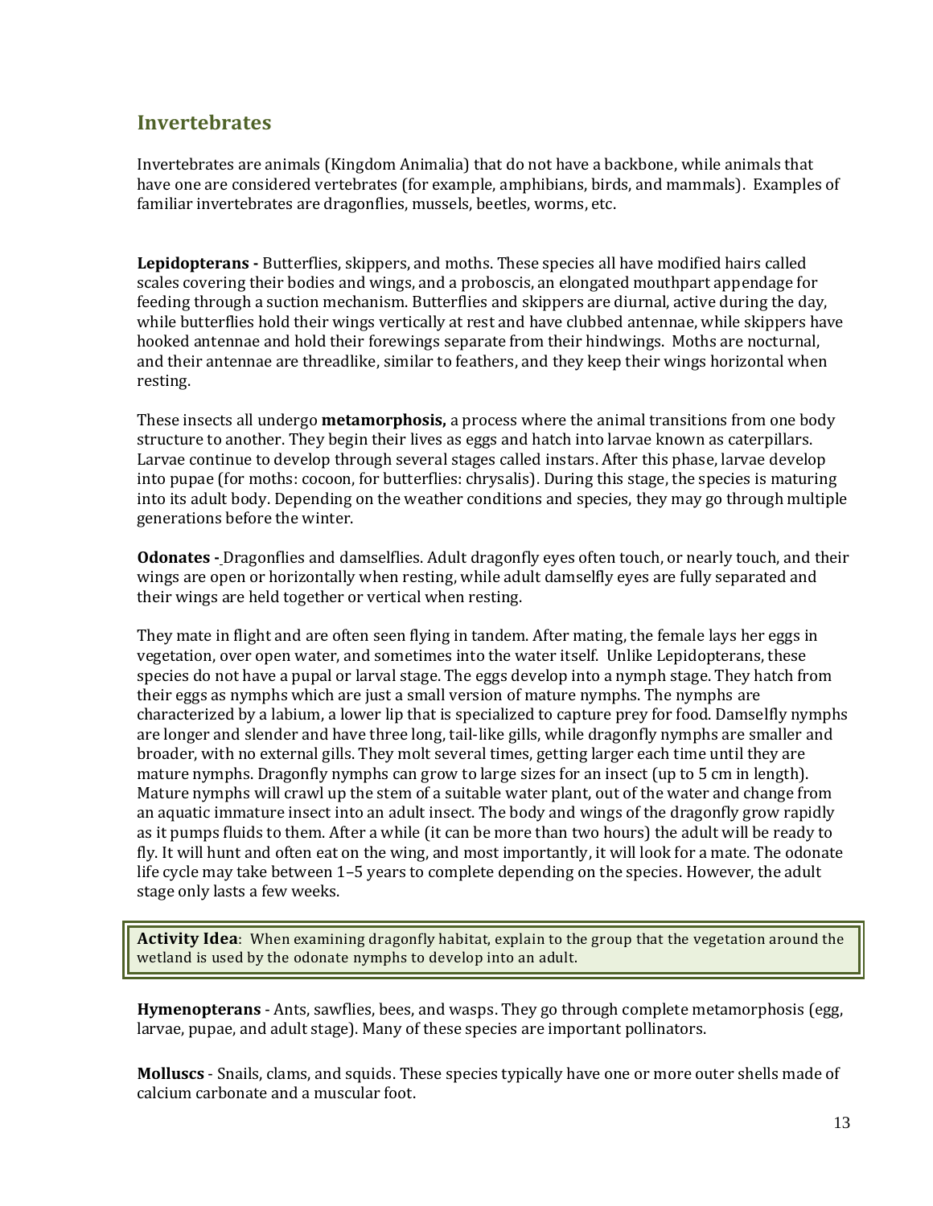## Invertebrates

Invertebrates are animals (Kingdom Animalia) that do not have a backbone, while animals that have one are considered vertebrates (for example, amphibians, birds, and mammals). Examples of familiar invertebrates are dragonflies, mussels, beetles, worms, etc.

**Lepidopterans -** Butterflies, skippers, and moths. These species all have modified hairs called scales covering their bodies and wings, and a proboscis, an elongated mouthpart appendage for feeding through a suction mechanism. Butterflies and skippers are diurnal, active during the day, while butterflies hold their wings vertically at rest and have clubbed antennae, while skippers have hooked antennae and hold their forewings separate from their hindwings. Moths are nocturnal, and their antennae are threadlike, similar to feathers, and they keep their wings horizontal when resting.

These insects all undergo **metamorphosis,** a process where the animal transitions from one body structure to another. They begin their lives as eggs and hatch into larvae known as caterpillars. Larvae continue to develop through several stages called instars. After this phase, larvae develop into pupae (for moths: cocoon, for butterflies: chrysalis). During this stage, the species is maturing into its adult body. Depending on the weather conditions and species, they may go through multiple generations before the winter.

**Odonates -** Dragonflies and damselflies. Adult dragonfly eyes often touch, or nearly touch, and their wings are open or horizontally when resting, while adult damselfly eyes are fully separated and their wings are held together or vertical when resting.

They mate in flight and are often seen flying in tandem. After mating, the female lays her eggs in vegetation, over open water, and sometimes into the water itself. Unlike Lepidopterans, these species do not have a pupal or larval stage. The eggs develop into a nymph stage. They hatch from their eggs as nymphs which are just a small version of mature nymphs. The nymphs are characterized by a labium, a lower lip that is specialized to capture prey for food. Damselfly nymphs are longer and slender and have three long, tail-like gills, while dragonfly nymphs are smaller and broader, with no external gills. They molt several times, getting larger each time until they are mature nymphs. Dragonfly nymphs can grow to large sizes for an insect (up to 5 cm in length). Mature nymphs will crawl up the stem of a suitable water plant, out of the water and change from an aquatic immature insect into an adult insect. The body and wings of the dragonfly grow rapidly as it pumps fluids to them. After a while (it can be more than two hours) the adult will be ready to fly. It will hunt and often eat on the wing, and most importantly, it will look for a mate. The odonate life cycle may take between 1–5 years to complete depending on the species. However, the adult stage only lasts a few weeks.

> **Activity Idea**: When examining dragonfly habitat, explain to the group that the vegetation around the wetland is used by the odonate nymphs to develop into an adult.

**Hymenopterans** - Ants, sawflies, bees, and wasps. They go through complete metamorphosis (egg, larvae, pupae, and adult stage). Many of these species are important pollinators.

**Molluscs** - Snails, clams, and squids. These species typically have one or more outer shells made of calcium carbonate and a muscular foot.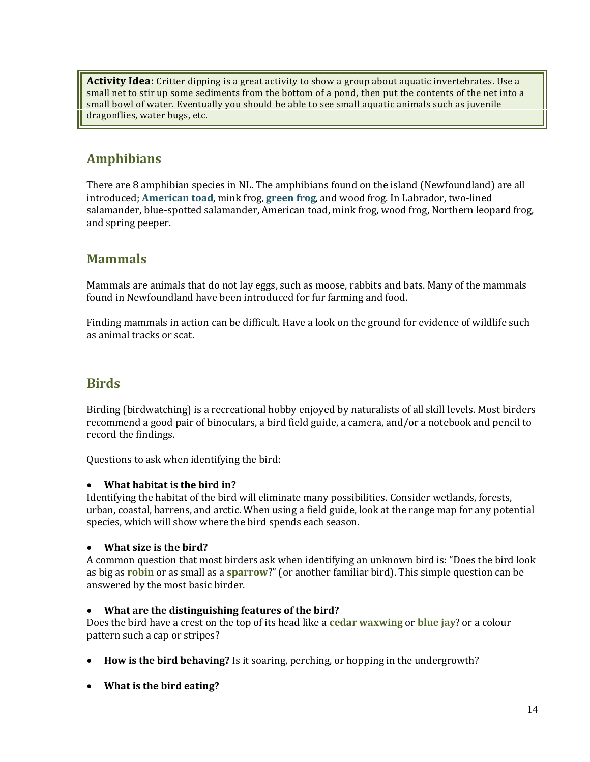> **Activity Idea:** Critter dipping is a great activity to show a group about aquatic invertebrates. Use a small net to stir up some sediments from the bottom of a pond, then put the contents of the net into a small bowl of water. Eventually you should be able to see small aquatic animals such as juvenile dragonflies, water bugs, etc.

## Amphibians

There are 8 amphibian species in NL. The amphibians found on the island (Newfoundland) are all introduced; **American toad**, mink frog, **green frog**, and wood frog. In Labrador, two-lined salamander, blue-spotted salamander, American toad, mink frog, wood frog, Northern leopard frog, and spring peeper.

## Mammals

Mammals are animals that do not lay eggs, such as moose, rabbits and bats. Many of the mammals found in Newfoundland have been introduced for fur farming and food.

Finding mammals in action can be difficult. Have a look on the ground for evidence of wildlife such as animal tracks or scat.

## Birds

Birding (birdwatching) is a recreational hobby enjoyed by naturalists of all skill levels. Most birders recommend a good pair of binoculars, a bird field guide, a camera, and/or a notebook and pencil to record the findings.

Questions to ask when identifying the bird:

- **What habitat is the bird in?**

Identifying the habitat of the bird will eliminate many possibilities. Consider wetlands, forests, urban, coastal, barrens, and arctic. When using a field guide, look at the range map for any potential species, which will show where the bird spends each season.

- **What size is the bird?**

A common question that most birders ask when identifying an unknown bird is: "Does the bird look as big as **robin** or as small as a **sparrow**?" (or another familiar bird). This simple question can be answered by the most basic birder.

- **What are the distinguishing features of the bird?**

Does the bird have a crest on the top of its head like a **cedar waxwing** or **blue jay**? or a colour pattern such a cap or stripes?

- **How is the bird behaving?** Is it soaring, perching, or hopping in the undergrowth?

- **What is the bird eating?**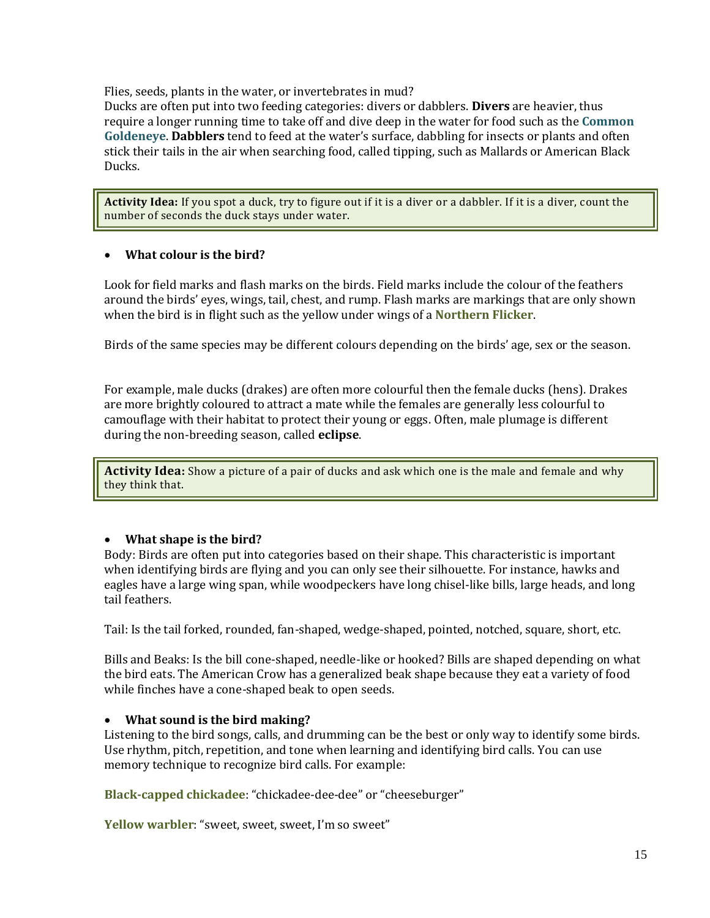Flies, seeds, plants in the water, or invertebrates in mud?

Ducks are often put into two feeding categories: divers or dabblers. **Divers** are heavier, thus require a longer running time to take off and dive deep in the water for food such as the **Common Goldeneye**. **Dabblers** tend to feed at the water's surface, dabbling for insects or plants and often stick their tails in the air when searching food, called tipping, such as Mallards or American Black Ducks.

> **Activity Idea:** If you spot a duck, try to figure out if it is a diver or a dabbler. If it is a diver, count the number of seconds the duck stays under water.

- **What colour is the bird?**

Look for field marks and flash marks on the birds. Field marks include the colour of the feathers around the birds' eyes, wings, tail, chest, and rump. Flash marks are markings that are only shown when the bird is in flight such as the yellow under wings of a **Northern Flicker**.

Birds of the same species may be different colours depending on the birds' age, sex or the season.

For example, male ducks (drakes) are often more colourful then the female ducks (hens). Drakes are more brightly coloured to attract a mate while the females are generally less colourful to camouflage with their habitat to protect their young or eggs. Often, male plumage is different during the non-breeding season, called **eclipse**.

> **Activity Idea:** Show a picture of a pair of ducks and ask which one is the male and female and why they think that.

- **What shape is the bird?**

Body: Birds are often put into categories based on their shape. This characteristic is important when identifying birds are flying and you can only see their silhouette. For instance, hawks and eagles have a large wing span, while woodpeckers have long chisel-like bills, large heads, and long tail feathers.

Tail: Is the tail forked, rounded, fan-shaped, wedge-shaped, pointed, notched, square, short, etc.

Bills and Beaks: Is the bill cone-shaped, needle-like or hooked? Bills are shaped depending on what the bird eats. The American Crow has a generalized beak shape because they eat a variety of food while finches have a cone-shaped beak to open seeds.

- **What sound is the bird making?**

Listening to the bird songs, calls, and drumming can be the best or only way to identify some birds. Use rhythm, pitch, repetition, and tone when learning and identifying bird calls. You can use memory technique to recognize bird calls. For example:

**Black-capped chickadee**: "chickadee-dee-dee" or "cheeseburger"

**Yellow warbler**: "sweet, sweet, sweet, I'm so sweet"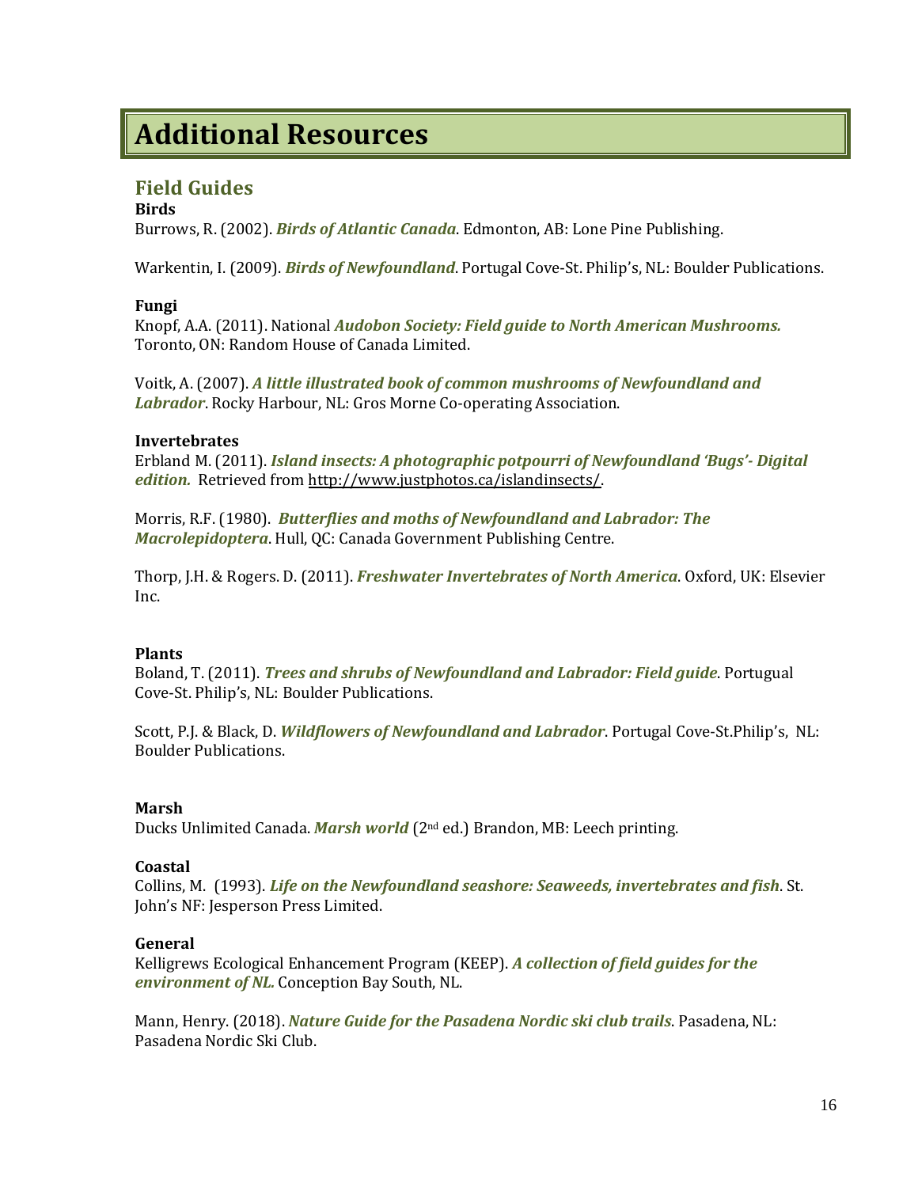# Additional Resources

## Field Guides

**Birds**

Burrows, R. (2002). ***Birds of Atlantic Canada***. Edmonton, AB: Lone Pine Publishing.

Warkentin, I. (2009). ***Birds of Newfoundland***. Portugal Cove-St. Philip's, NL: Boulder Publications.

**Fungi**

Knopf, A.A. (2011). National ***Audobon Society: Field guide to North American Mushrooms.*** Toronto, ON: Random House of Canada Limited.

Voitk, A. (2007). ***A little illustrated book of common mushrooms of Newfoundland and Labrador***. Rocky Harbour, NL: Gros Morne Co-operating Association.

**Invertebrates**

Erbland M. (2011). ***Island insects: A photographic potpourri of Newfoundland 'Bugs'- Digital edition.*** Retrieved from http://www.justphotos.ca/islandinsects/.

Morris, R.F. (1980). ***Butterflies and moths of Newfoundland and Labrador: The Macrolepidoptera***. Hull, QC: Canada Government Publishing Centre.

Thorp, J.H. & Rogers. D. (2011). ***Freshwater Invertebrates of North America***. Oxford, UK: Elsevier Inc.

**Plants**

Boland, T. (2011). ***Trees and shrubs of Newfoundland and Labrador: Field guide***. Portugual Cove-St. Philip's, NL: Boulder Publications.

Scott, P.J. & Black, D. ***Wildflowers of Newfoundland and Labrador***. Portugal Cove-St.Philip's, NL: Boulder Publications.

**Marsh**

Ducks Unlimited Canada. ***Marsh world*** (2nd ed.) Brandon, MB: Leech printing.

**Coastal**

Collins, M. (1993). ***Life on the Newfoundland seashore: Seaweeds, invertebrates and fish***. St. John's NF: Jesperson Press Limited.

**General**

Kelligrews Ecological Enhancement Program (KEEP). ***A collection of field guides for the environment of NL.*** Conception Bay South, NL.

Mann, Henry. (2018). ***Nature Guide for the Pasadena Nordic ski club trails***. Pasadena, NL: Pasadena Nordic Ski Club.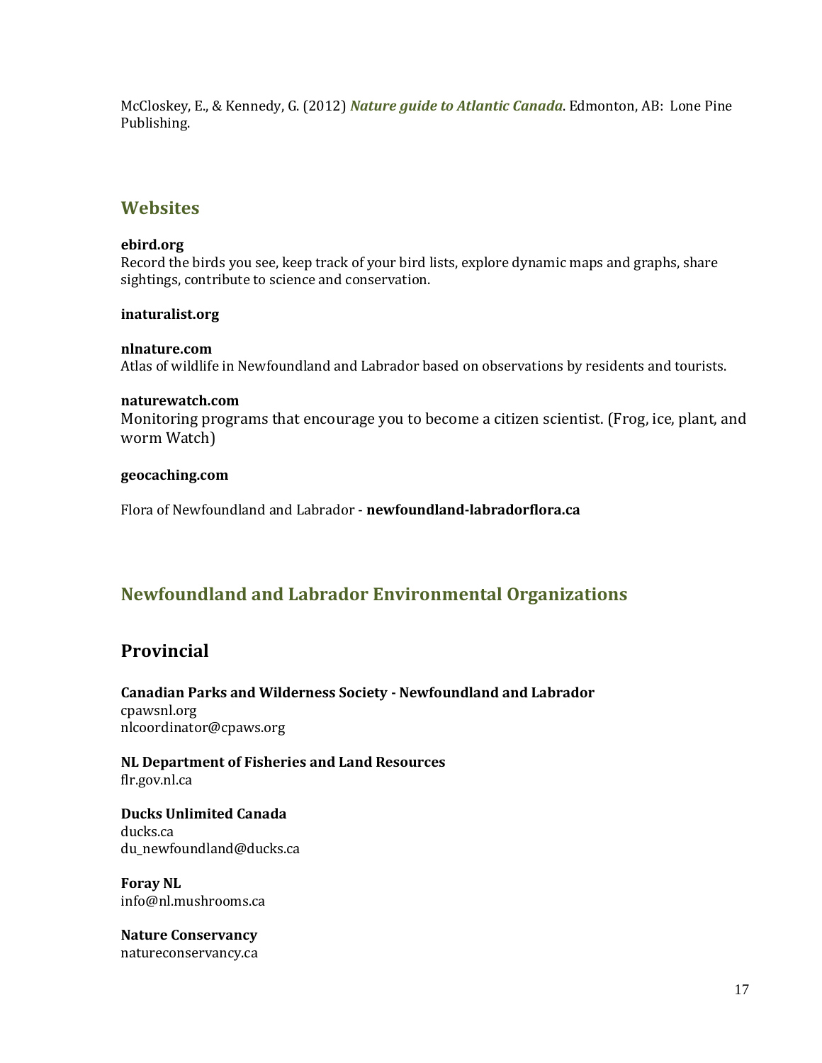McCloskey, E., & Kennedy, G. (2012) ***Nature guide to Atlantic Canada***. Edmonton, AB: Lone Pine Publishing.

## Websites

**ebird.org**
Record the birds you see, keep track of your bird lists, explore dynamic maps and graphs, share sightings, contribute to science and conservation.

**inaturalist.org**

**nlnature.com**
Atlas of wildlife in Newfoundland and Labrador based on observations by residents and tourists.

**naturewatch.com**
Monitoring programs that encourage you to become a citizen scientist. (Frog, ice, plant, and worm Watch)

**geocaching.com**

Flora of Newfoundland and Labrador - **newfoundland-labradorflora.ca**

## Newfoundland and Labrador Environmental Organizations

## Provincial

**Canadian Parks and Wilderness Society - Newfoundland and Labrador**
cpawsnl.org
nlcoordinator@cpaws.org

**NL Department of Fisheries and Land Resources**
flr.gov.nl.ca

**Ducks Unlimited Canada**
ducks.ca
du_newfoundland@ducks.ca

**Foray NL**
info@nl.mushrooms.ca

**Nature Conservancy**
natureconservancy.ca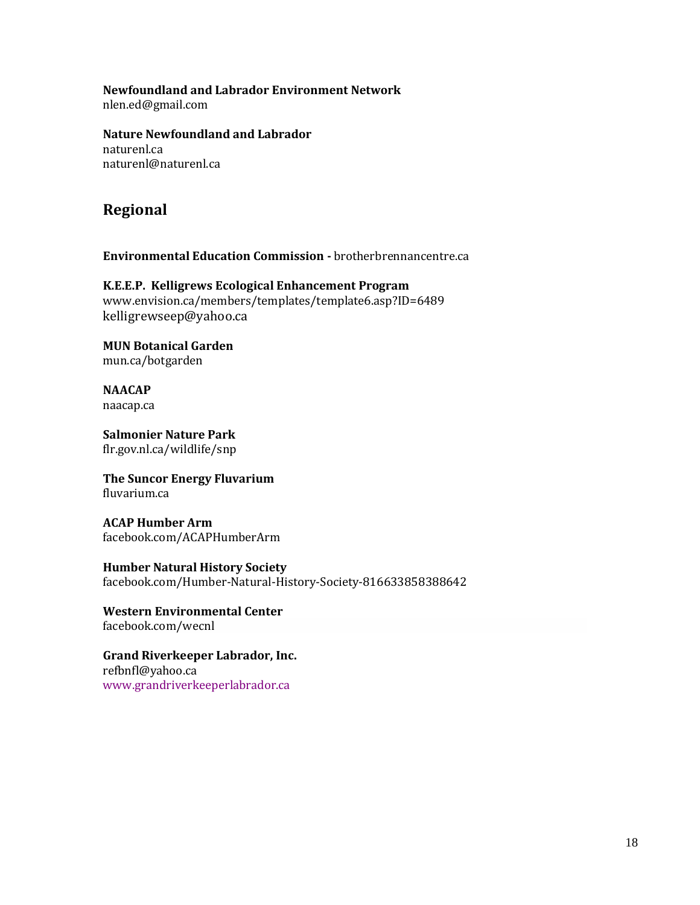**Newfoundland and Labrador Environment Network**
nlen.ed@gmail.com

**Nature Newfoundland and Labrador**
naturenl.ca
naturenl@naturenl.ca

## Regional

**Environmental Education Commission -** brotherbrennancentre.ca

**K.E.E.P. Kelligrews Ecological Enhancement Program**
www.envision.ca/members/templates/template6.asp?ID=6489
kelligrewseep@yahoo.ca

**MUN Botanical Garden**
mun.ca/botgarden

**NAACAP**
naacap.ca

**Salmonier Nature Park**
flr.gov.nl.ca/wildlife/snp

**The Suncor Energy Fluvarium**
fluvarium.ca

**ACAP Humber Arm**
facebook.com/ACAPHumberArm

**Humber Natural History Society**
facebook.com/Humber-Natural-History-Society-816633858388642

**Western Environmental Center**
facebook.com/wecnl

**Grand Riverkeeper Labrador, Inc.**
refbnfl@yahoo.ca
www.grandriverkeeperlabrador.ca